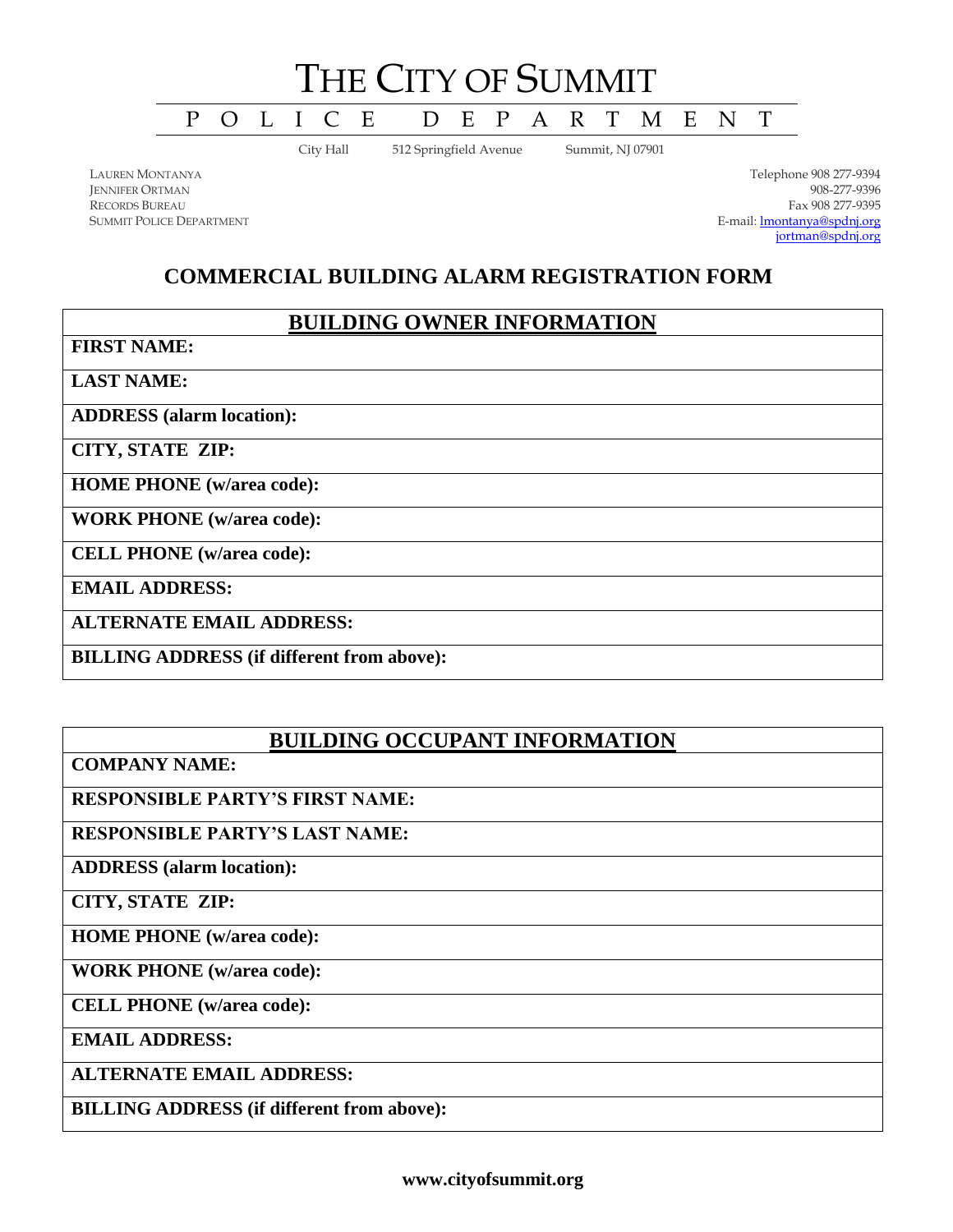# THE CITY OF SUMMIT

## POLICE DEPARTMENT

City Hall 512 Springfield Avenue Summit, NJ 07901

LAUREN MONTANYA
JENNIFER ORTMAN
RECORDS BUREAU
SUMMIT POLICE DEPARTMENT

Telephone 908 277-9394
908-277-9396
Fax 908 277-9395
E-mail: lmontanya@spdnj.org
jortman@spdnj.org

## COMMERCIAL BUILDING ALARM REGISTRATION FORM

| BUILDING OWNER INFORMATION |
|---|
| **FIRST NAME:** |
| **LAST NAME:** |
| **ADDRESS (alarm location):** |
| **CITY, STATE ZIP:** |
| **HOME PHONE (w/area code):** |
| **WORK PHONE (w/area code):** |
| **CELL PHONE (w/area code):** |
| **EMAIL ADDRESS:** |
| **ALTERNATE EMAIL ADDRESS:** |
| **BILLING ADDRESS (if different from above):** |

| BUILDING OCCUPANT INFORMATION |
|---|
| **COMPANY NAME:** |
| **RESPONSIBLE PARTY'S FIRST NAME:** |
| **RESPONSIBLE PARTY'S LAST NAME:** |
| **ADDRESS (alarm location):** |
| **CITY, STATE ZIP:** |
| **HOME PHONE (w/area code):** |
| **WORK PHONE (w/area code):** |
| **CELL PHONE (w/area code):** |
| **EMAIL ADDRESS:** |
| **ALTERNATE EMAIL ADDRESS:** |
| **BILLING ADDRESS (if different from above):** |

**www.cityofsummit.org**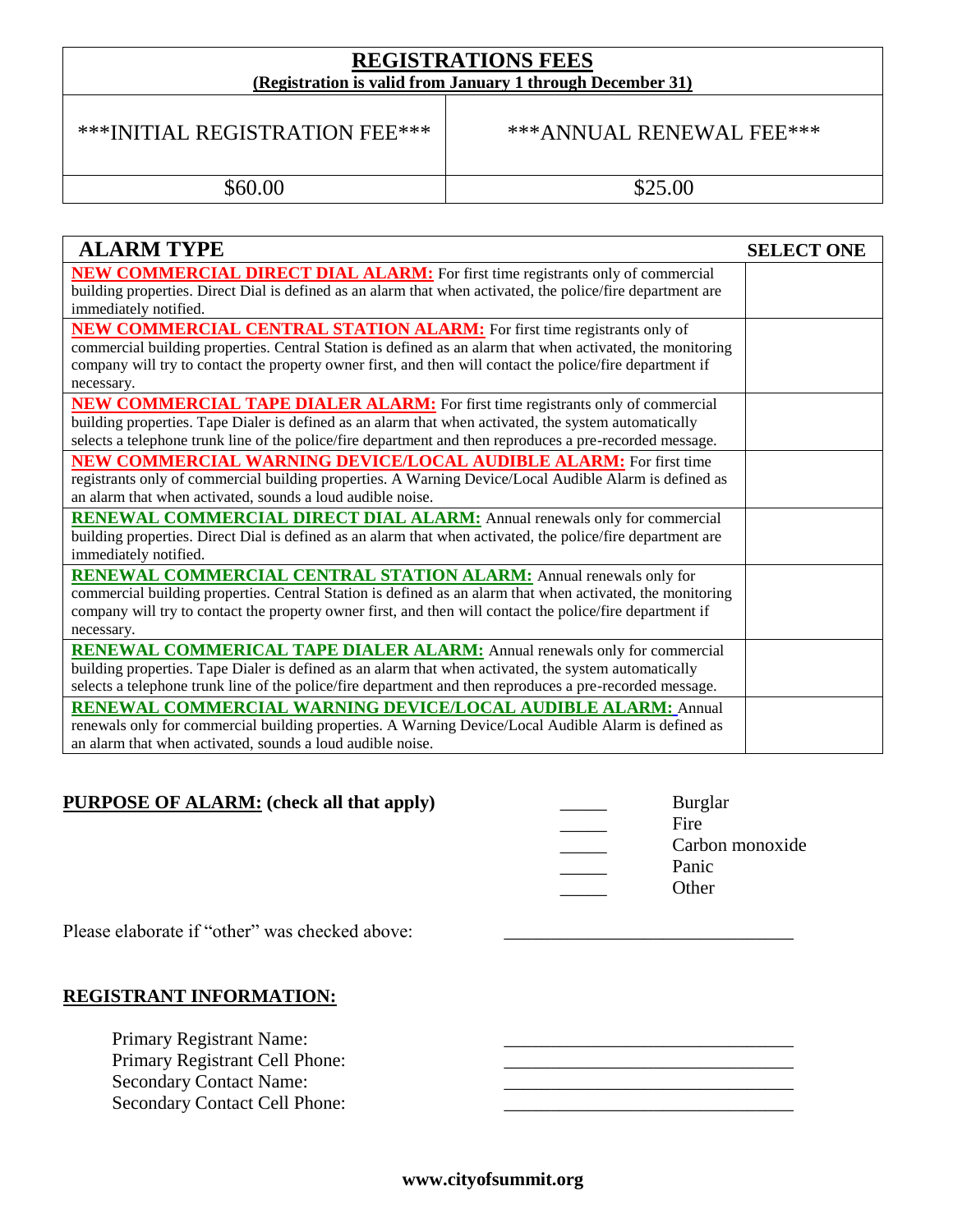| **REGISTRATIONS FEES**<br>**(Registration is valid from January 1 through December 31)** | |
|---|---|
| \*\*\*INITIAL REGISTRATION FEE\*\*\* | \*\*\*ANNUAL RENEWAL FEE\*\*\* |
| $60.00 | $25.00 |

| **ALARM TYPE** | **SELECT ONE** |
|---|---|
| **NEW COMMERCIAL DIRECT DIAL ALARM:** For first time registrants only of commercial building properties. Direct Dial is defined as an alarm that when activated, the police/fire department are immediately notified. | |
| **NEW COMMERCIAL CENTRAL STATION ALARM:** For first time registrants only of commercial building properties. Central Station is defined as an alarm that when activated, the monitoring company will try to contact the property owner first, and then will contact the police/fire department if necessary. | |
| **NEW COMMERCIAL TAPE DIALER ALARM:** For first time registrants only of commercial building properties. Tape Dialer is defined as an alarm that when activated, the system automatically selects a telephone trunk line of the police/fire department and then reproduces a pre-recorded message. | |
| **NEW COMMERCIAL WARNING DEVICE/LOCAL AUDIBLE ALARM:** For first time registrants only of commercial building properties. A Warning Device/Local Audible Alarm is defined as an alarm that when activated, sounds a loud audible noise. | |
| **RENEWAL COMMERCIAL DIRECT DIAL ALARM:** Annual renewals only for commercial building properties. Direct Dial is defined as an alarm that when activated, the police/fire department are immediately notified. | |
| **RENEWAL COMMERCIAL CENTRAL STATION ALARM:** Annual renewals only for commercial building properties. Central Station is defined as an alarm that when activated, the monitoring company will try to contact the property owner first, and then will contact the police/fire department if necessary. | |
| **RENEWAL COMMERICAL TAPE DIALER ALARM:** Annual renewals only for commercial building properties. Tape Dialer is defined as an alarm that when activated, the system automatically selects a telephone trunk line of the police/fire department and then reproduces a pre-recorded message. | |
| **RENEWAL COMMERCIAL WARNING DEVICE/LOCAL AUDIBLE ALARM:** Annual renewals only for commercial building properties. A Warning Device/Local Audible Alarm is defined as an alarm that when activated, sounds a loud audible noise. | |

**PURPOSE OF ALARM: (check all that apply)**

_____ Burglar
_____ Fire
_____ Carbon monoxide
_____ Panic
_____ Other

Please elaborate if "other" was checked above: ______________________________

**REGISTRANT INFORMATION:**

Primary Registrant Name: ______________________________
Primary Registrant Cell Phone: ______________________________
Secondary Contact Name: ______________________________
Secondary Contact Cell Phone: ______________________________

**www.cityofsummit.org**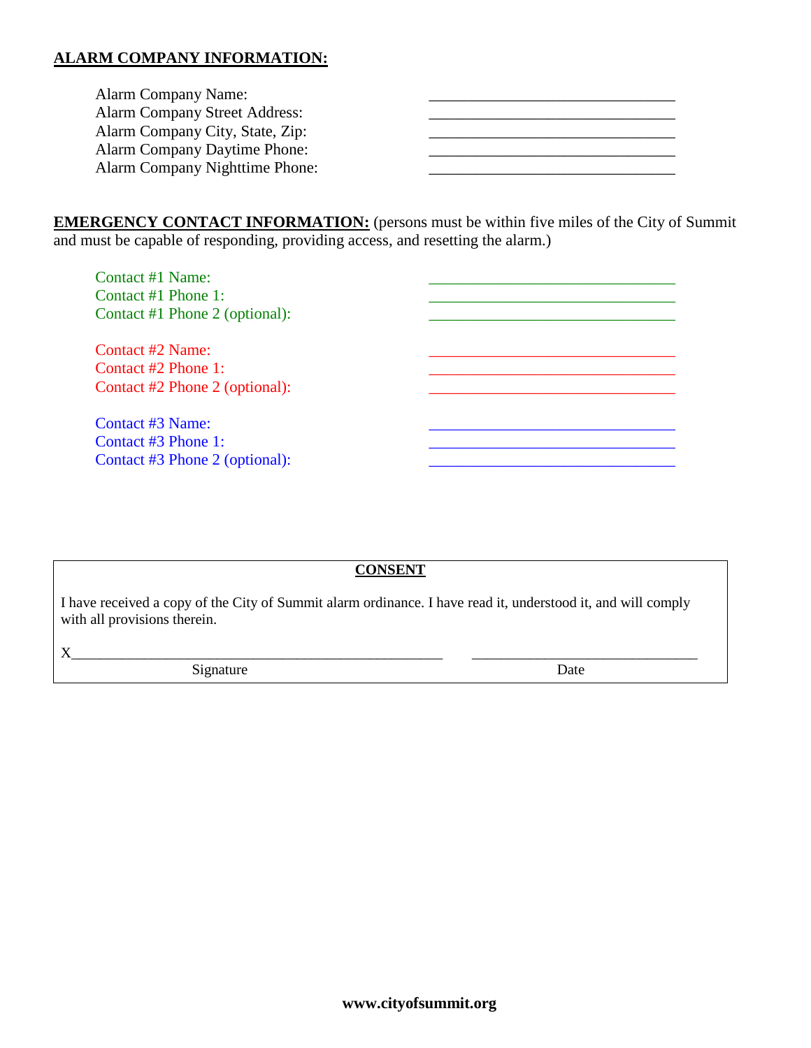**ALARM COMPANY INFORMATION:**

Alarm Company Name: ________________________________

Alarm Company Street Address: ________________________________

Alarm Company City, State, Zip: ________________________________

Alarm Company Daytime Phone: ________________________________

Alarm Company Nighttime Phone: ________________________________

**EMERGENCY CONTACT INFORMATION:** (persons must be within five miles of the City of Summit and must be capable of responding, providing access, and resetting the alarm.)

Contact #1 Name: ________________________________

Contact #1 Phone 1: ________________________________

Contact #1 Phone 2 (optional): ________________________________

Contact #2 Name: ________________________________

Contact #2 Phone 1: ________________________________

Contact #2 Phone 2 (optional): ________________________________

Contact #3 Name: ________________________________

Contact #3 Phone 1: ________________________________

Contact #3 Phone 2 (optional): ________________________________

**CONSENT**

I have received a copy of the City of Summit alarm ordinance. I have read it, understood it, and will comply with all provisions therein.

X________________________________________________ ______________________________

Signature Date

**www.cityofsummit.org**